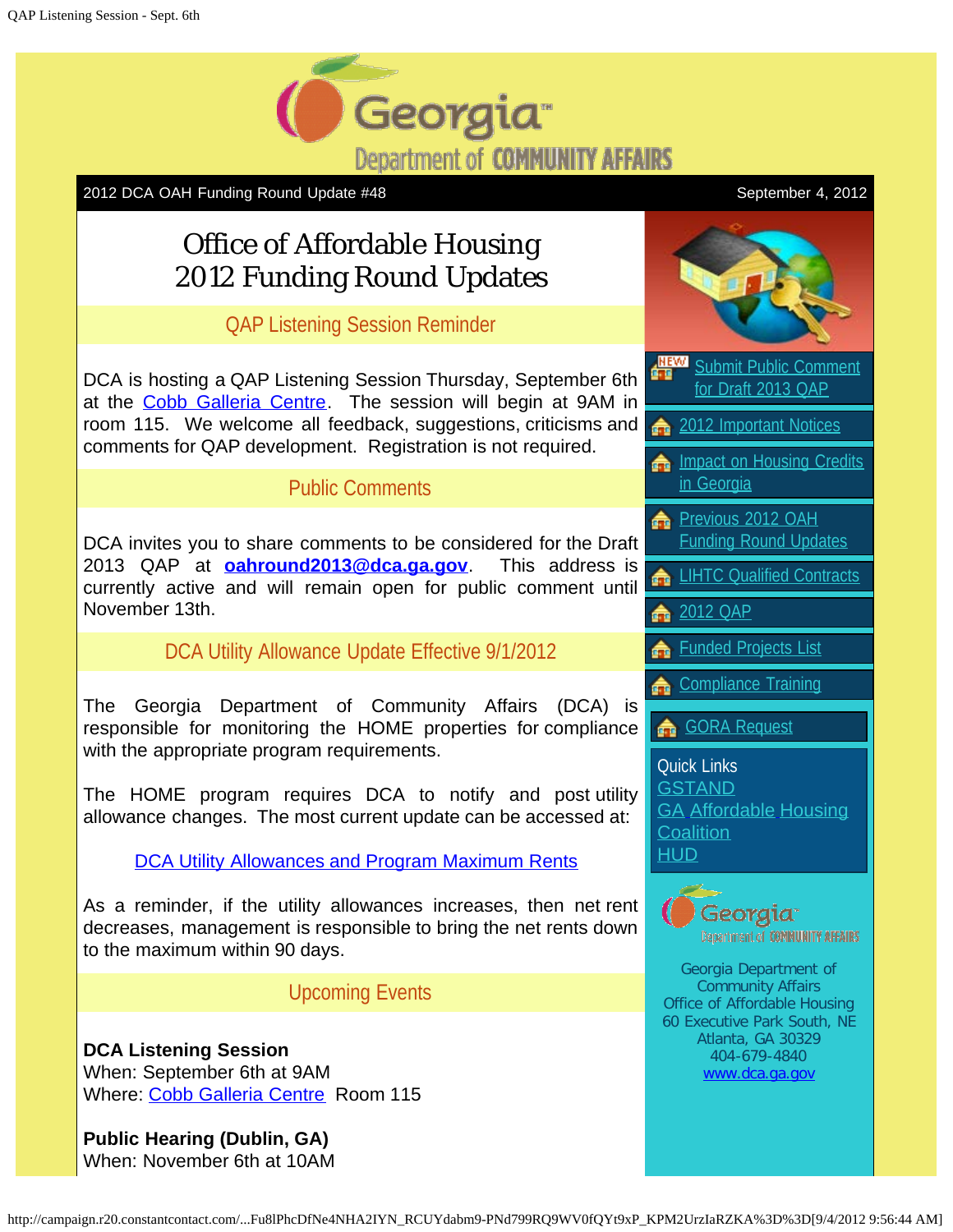2012 DCA OAH Funding Round Update #48 September 4, 2012

# Office of Affordable Housing 2012 Funding Round Updates

## QAP Listening Session Reminder

DCA is hosting a QAP Listening Session Thursday, September 6th at the Cobb Galleria Centre. The session will begin at 9AM in room 115. We welcome all feedback, suggestions, criticisms and comments for QAP development. Registration is not required.

## Public Comments

DCA invites you to share comments to be considered for the Draft 2013 QAP at **oahround2013@dca.ga.gov**. This address is currently active and will remain open for public comment until November 13th.

## DCA Utility Allowance Update Effective 9/1/2012

The Georgia Department of Community Affairs (DCA) is responsible for monitoring the HOME properties for compliance with the appropriate program requirements.

The HOME program requires DCA to notify and post utility allowance changes. The most current update can be accessed at:

DCA Utility Allowances and Program Maximum Rents

As a reminder, if the utility allowances increases, then net rent decreases, management is responsible to bring the net rents down to the maximum within 90 days.

## Upcoming Events

**DCA Listening Session**
When: September 6th at 9AM
Where: Cobb Galleria Centre Room 115

**Public Hearing (Dublin, GA)**
When: November 6th at 10AM

---

- NEW Submit Public Comment for Draft 2013 QAP
- 2012 Important Notices
- Impact on Housing Credits in Georgia
- Previous 2012 OAH Funding Round Updates
- LIHTC Qualified Contracts
- 2012 QAP
- Funded Projects List
- Compliance Training
- GORA Request

Quick Links
GSTAND
GA Affordable Housing Coalition
HUD

Georgia Department of Community Affairs
Office of Affordable Housing
60 Executive Park South, NE
Atlanta, GA 30329
404-679-4840
www.dca.ga.gov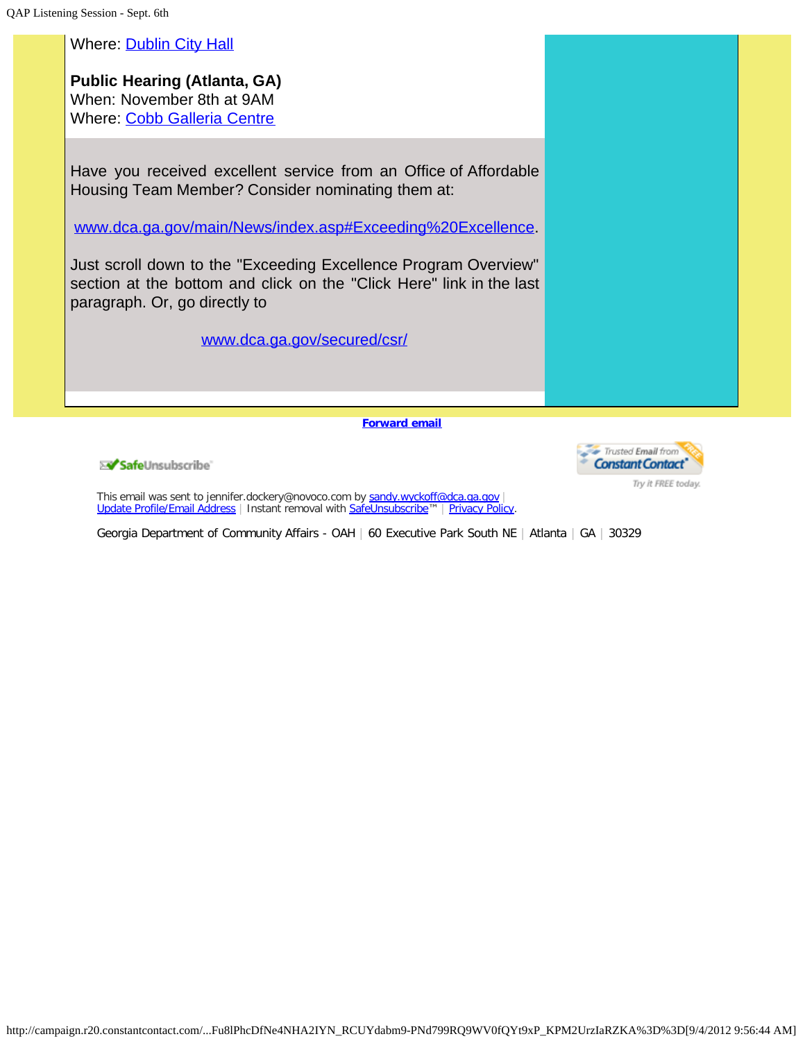Where: [Dublin City Hall]

**Public Hearing (Atlanta, GA)**
When: November 8th at 9AM
Where: [Cobb Galleria Centre]

Have you received excellent service from an Office of Affordable Housing Team Member? Consider nominating them at:

www.dca.ga.gov/main/News/index.asp#Exceeding%20Excellence.

Just scroll down to the "Exceeding Excellence Program Overview" section at the bottom and click on the "Click Here" link in the last paragraph. Or, go directly to

www.dca.ga.gov/secured/csr/

**Forward email**

SafeUnsubscribe

Trusted Email from Constant Contact — Try it FREE today.

This email was sent to jennifer.dockery@novoco.com by sandy.wyckoff@dca.ga.gov | Update Profile/Email Address | Instant removal with SafeUnsubscribe™ | Privacy Policy.

Georgia Department of Community Affairs - OAH | 60 Executive Park South NE | Atlanta | GA | 30329